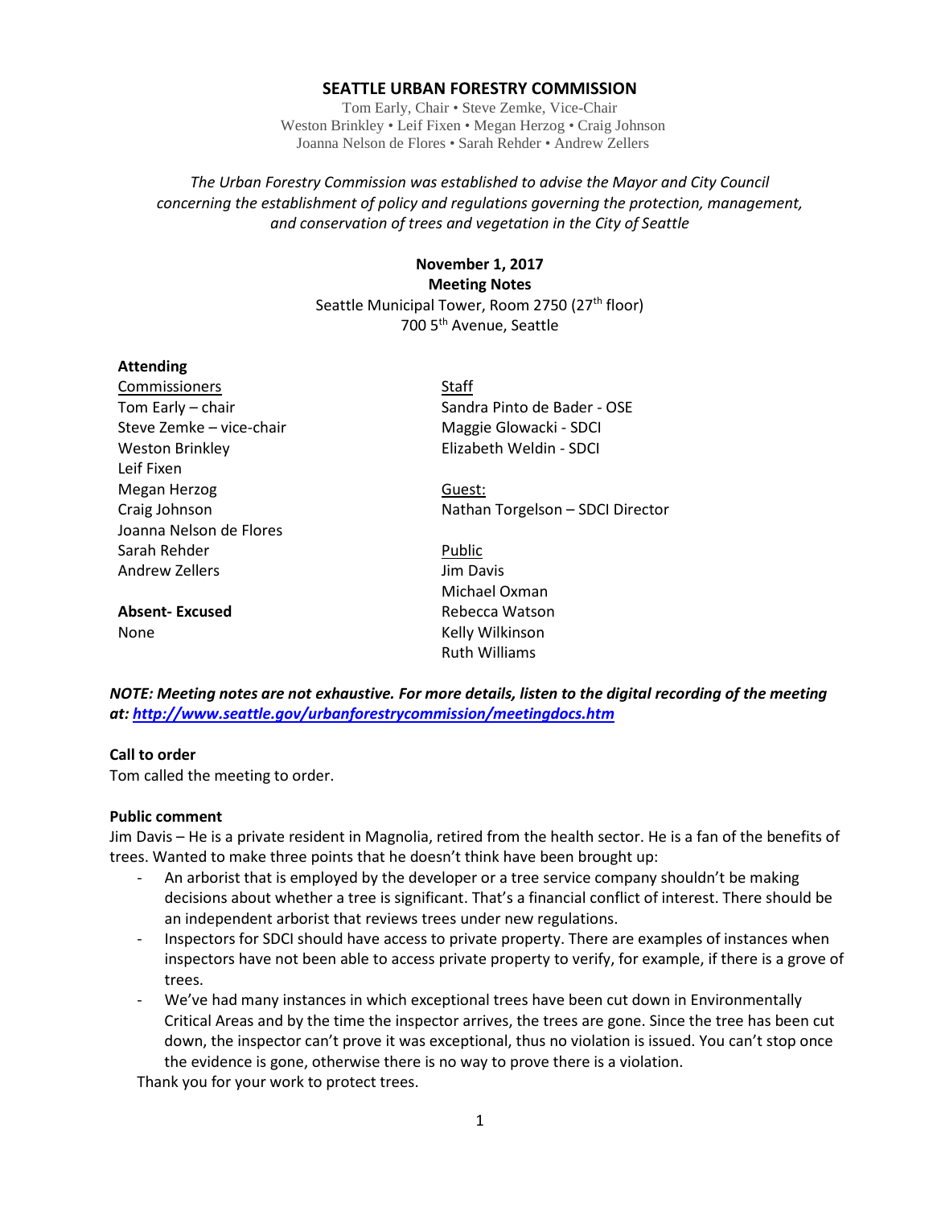# SEATTLE URBAN FORESTRY COMMISSION

Tom Early, Chair • Steve Zemke, Vice-Chair
Weston Brinkley • Leif Fixen • Megan Herzog • Craig Johnson
Joanna Nelson de Flores • Sarah Rehder • Andrew Zellers

*The Urban Forestry Commission was established to advise the Mayor and City Council concerning the establishment of policy and regulations governing the protection, management, and conservation of trees and vegetation in the City of Seattle*

**November 1, 2017**
**Meeting Notes**
Seattle Municipal Tower, Room 2750 (27th floor)
700 5th Avenue, Seattle

**Attending**

Commissioners
Tom Early – chair
Steve Zemke – vice-chair
Weston Brinkley
Leif Fixen
Megan Herzog
Craig Johnson
Joanna Nelson de Flores
Sarah Rehder
Andrew Zellers

**Absent- Excused**
None

Staff
Sandra Pinto de Bader - OSE
Maggie Glowacki - SDCI
Elizabeth Weldin - SDCI

Guest:
Nathan Torgelson – SDCI Director

Public
Jim Davis
Michael Oxman
Rebecca Watson
Kelly Wilkinson
Ruth Williams

***NOTE: Meeting notes are not exhaustive. For more details, listen to the digital recording of the meeting at: [http://www.seattle.gov/urbanforestrycommission/meetingdocs.htm](http://www.seattle.gov/urbanforestrycommission/meetingdocs.htm)***

**Call to order**
Tom called the meeting to order.

**Public comment**
Jim Davis – He is a private resident in Magnolia, retired from the health sector. He is a fan of the benefits of trees. Wanted to make three points that he doesn't think have been brought up:

- An arborist that is employed by the developer or a tree service company shouldn't be making decisions about whether a tree is significant. That's a financial conflict of interest. There should be an independent arborist that reviews trees under new regulations.
- Inspectors for SDCI should have access to private property. There are examples of instances when inspectors have not been able to access private property to verify, for example, if there is a grove of trees.
- We've had many instances in which exceptional trees have been cut down in Environmentally Critical Areas and by the time the inspector arrives, the trees are gone. Since the tree has been cut down, the inspector can't prove it was exceptional, thus no violation is issued. You can't stop once the evidence is gone, otherwise there is no way to prove there is a violation.

Thank you for your work to protect trees.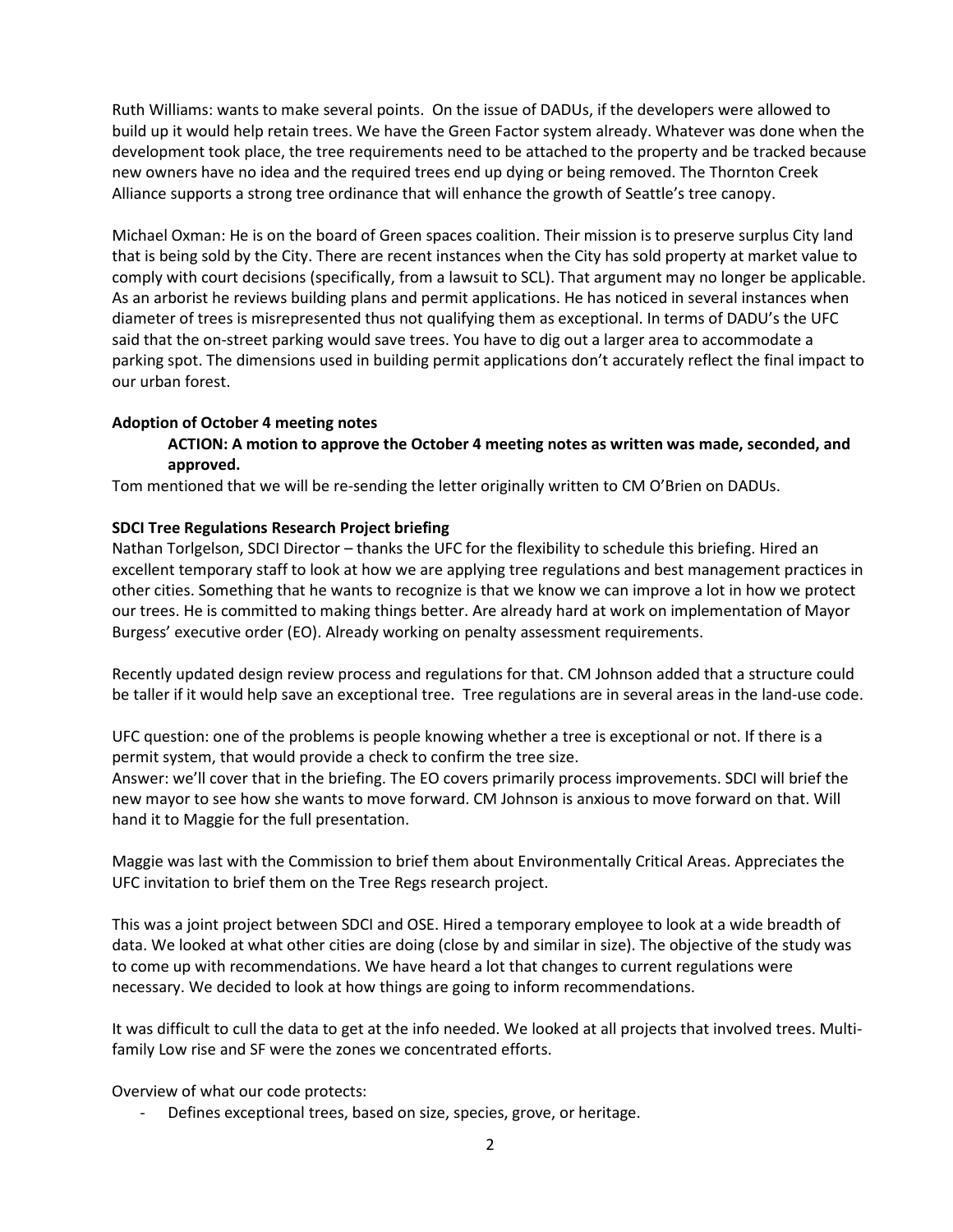Ruth Williams: wants to make several points. On the issue of DADUs, if the developers were allowed to build up it would help retain trees. We have the Green Factor system already. Whatever was done when the development took place, the tree requirements need to be attached to the property and be tracked because new owners have no idea and the required trees end up dying or being removed. The Thornton Creek Alliance supports a strong tree ordinance that will enhance the growth of Seattle's tree canopy.

Michael Oxman: He is on the board of Green spaces coalition. Their mission is to preserve surplus City land that is being sold by the City. There are recent instances when the City has sold property at market value to comply with court decisions (specifically, from a lawsuit to SCL). That argument may no longer be applicable. As an arborist he reviews building plans and permit applications. He has noticed in several instances when diameter of trees is misrepresented thus not qualifying them as exceptional. In terms of DADU's the UFC said that the on-street parking would save trees. You have to dig out a larger area to accommodate a parking spot. The dimensions used in building permit applications don't accurately reflect the final impact to our urban forest.

**Adoption of October 4 meeting notes**

> **ACTION: A motion to approve the October 4 meeting notes as written was made, seconded, and approved.**

Tom mentioned that we will be re-sending the letter originally written to CM O'Brien on DADUs.

**SDCI Tree Regulations Research Project briefing**

Nathan Torlgelson, SDCI Director – thanks the UFC for the flexibility to schedule this briefing. Hired an excellent temporary staff to look at how we are applying tree regulations and best management practices in other cities. Something that he wants to recognize is that we know we can improve a lot in how we protect our trees. He is committed to making things better. Are already hard at work on implementation of Mayor Burgess' executive order (EO). Already working on penalty assessment requirements.

Recently updated design review process and regulations for that. CM Johnson added that a structure could be taller if it would help save an exceptional tree. Tree regulations are in several areas in the land-use code.

UFC question: one of the problems is people knowing whether a tree is exceptional or not. If there is a permit system, that would provide a check to confirm the tree size.
Answer: we'll cover that in the briefing. The EO covers primarily process improvements. SDCI will brief the new mayor to see how she wants to move forward. CM Johnson is anxious to move forward on that. Will hand it to Maggie for the full presentation.

Maggie was last with the Commission to brief them about Environmentally Critical Areas. Appreciates the UFC invitation to brief them on the Tree Regs research project.

This was a joint project between SDCI and OSE. Hired a temporary employee to look at a wide breadth of data. We looked at what other cities are doing (close by and similar in size). The objective of the study was to come up with recommendations. We have heard a lot that changes to current regulations were necessary. We decided to look at how things are going to inform recommendations.

It was difficult to cull the data to get at the info needed. We looked at all projects that involved trees. Multi-family Low rise and SF were the zones we concentrated efforts.

Overview of what our code protects:

- Defines exceptional trees, based on size, species, grove, or heritage.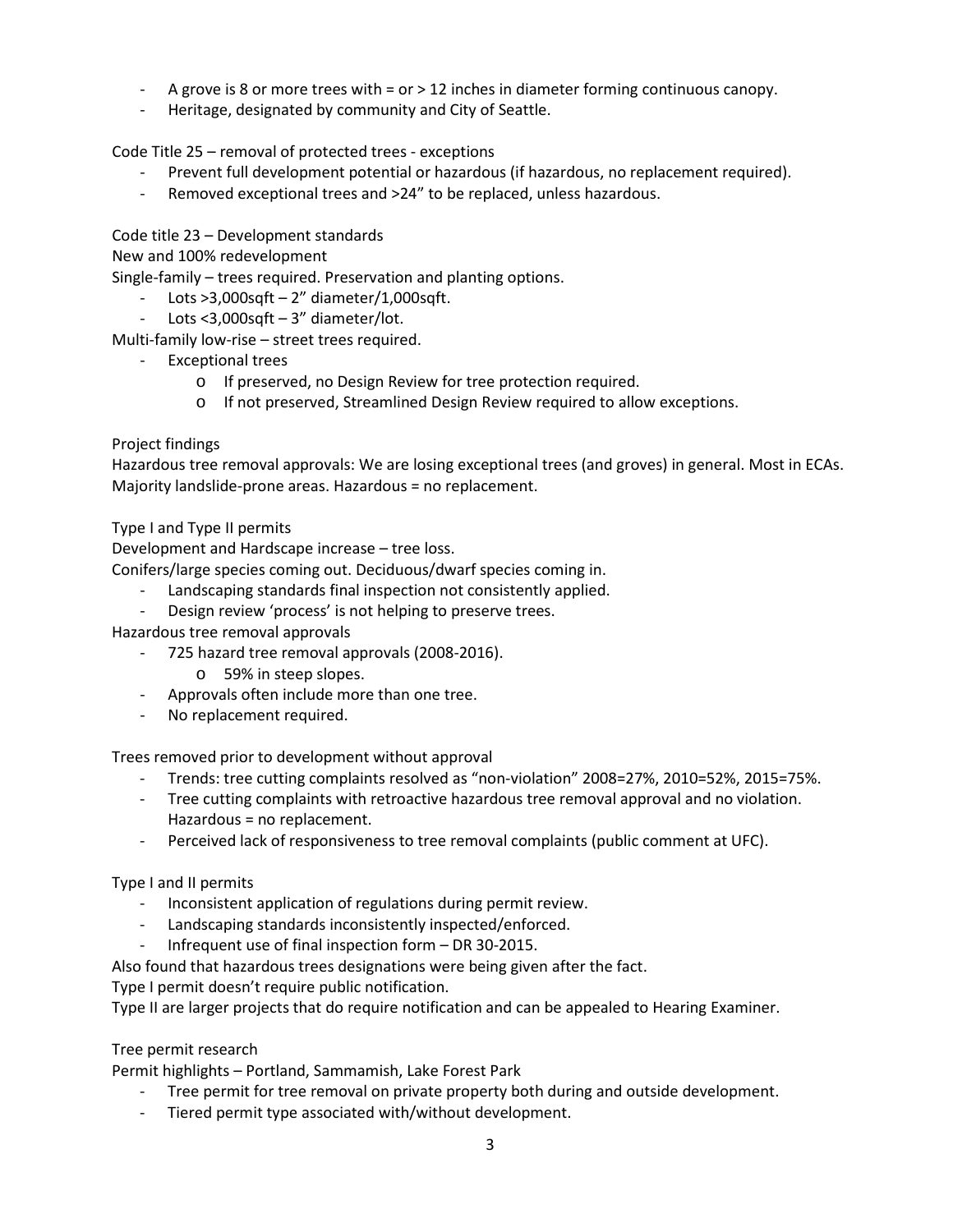- A grove is 8 or more trees with = or > 12 inches in diameter forming continuous canopy.
- Heritage, designated by community and City of Seattle.

Code Title 25 – removal of protected trees - exceptions

- Prevent full development potential or hazardous (if hazardous, no replacement required).
- Removed exceptional trees and >24" to be replaced, unless hazardous.

Code title 23 – Development standards

New and 100% redevelopment

Single-family – trees required. Preservation and planting options.

- Lots >3,000sqft – 2" diameter/1,000sqft.
- Lots <3,000sqft – 3" diameter/lot.

Multi-family low-rise – street trees required.

- Exceptional trees
  - If preserved, no Design Review for tree protection required.
  - If not preserved, Streamlined Design Review required to allow exceptions.

Project findings

Hazardous tree removal approvals: We are losing exceptional trees (and groves) in general. Most in ECAs. Majority landslide-prone areas. Hazardous = no replacement.

Type I and Type II permits

Development and Hardscape increase – tree loss.

Conifers/large species coming out. Deciduous/dwarf species coming in.

- Landscaping standards final inspection not consistently applied.
- Design review 'process' is not helping to preserve trees.

Hazardous tree removal approvals

- 725 hazard tree removal approvals (2008-2016).
  - 59% in steep slopes.
- Approvals often include more than one tree.
- No replacement required.

Trees removed prior to development without approval

- Trends: tree cutting complaints resolved as "non-violation" 2008=27%, 2010=52%, 2015=75%.
- Tree cutting complaints with retroactive hazardous tree removal approval and no violation. Hazardous = no replacement.
- Perceived lack of responsiveness to tree removal complaints (public comment at UFC).

Type I and II permits

- Inconsistent application of regulations during permit review.
- Landscaping standards inconsistently inspected/enforced.
- Infrequent use of final inspection form – DR 30-2015.

Also found that hazardous trees designations were being given after the fact.

Type I permit doesn't require public notification.

Type II are larger projects that do require notification and can be appealed to Hearing Examiner.

Tree permit research

Permit highlights – Portland, Sammamish, Lake Forest Park

- Tree permit for tree removal on private property both during and outside development.
- Tiered permit type associated with/without development.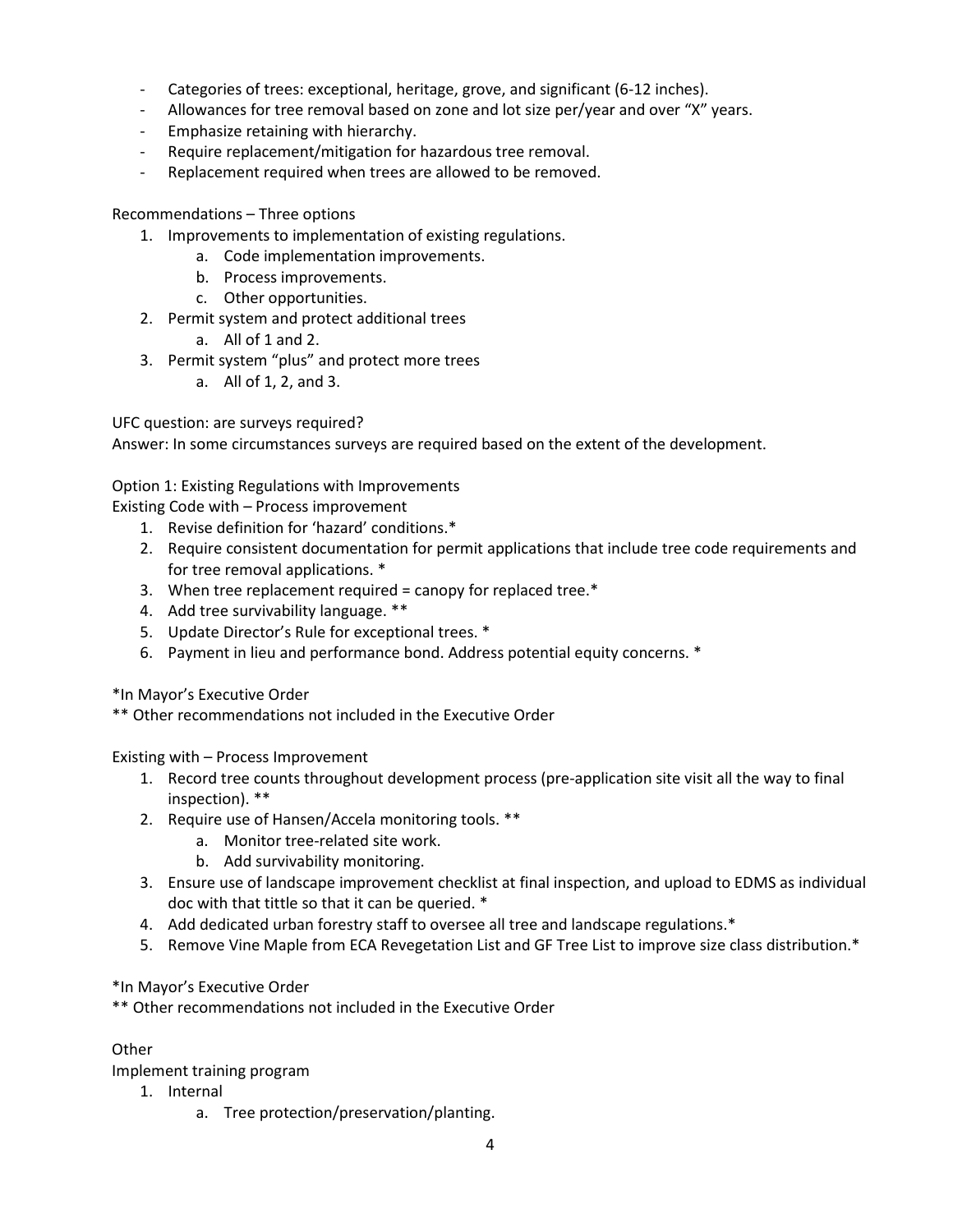- Categories of trees: exceptional, heritage, grove, and significant (6-12 inches).
- Allowances for tree removal based on zone and lot size per/year and over "X" years.
- Emphasize retaining with hierarchy.
- Require replacement/mitigation for hazardous tree removal.
- Replacement required when trees are allowed to be removed.

Recommendations – Three options

1. Improvements to implementation of existing regulations.
   a. Code implementation improvements.
   b. Process improvements.
   c. Other opportunities.
2. Permit system and protect additional trees
   a. All of 1 and 2.
3. Permit system "plus" and protect more trees
   a. All of 1, 2, and 3.

UFC question: are surveys required?
Answer: In some circumstances surveys are required based on the extent of the development.

Option 1: Existing Regulations with Improvements
Existing Code with – Process improvement

1. Revise definition for 'hazard' conditions.*
2. Require consistent documentation for permit applications that include tree code requirements and for tree removal applications. *
3. When tree replacement required = canopy for replaced tree.*
4. Add tree survivability language. **
5. Update Director's Rule for exceptional trees. *
6. Payment in lieu and performance bond. Address potential equity concerns. *

*In Mayor's Executive Order
** Other recommendations not included in the Executive Order

Existing with – Process Improvement

1. Record tree counts throughout development process (pre-application site visit all the way to final inspection). **
2. Require use of Hansen/Accela monitoring tools. **
   a. Monitor tree-related site work.
   b. Add survivability monitoring.
3. Ensure use of landscape improvement checklist at final inspection, and upload to EDMS as individual doc with that tittle so that it can be queried. *
4. Add dedicated urban forestry staff to oversee all tree and landscape regulations.*
5. Remove Vine Maple from ECA Revegetation List and GF Tree List to improve size class distribution.*

*In Mayor's Executive Order
** Other recommendations not included in the Executive Order

Other
Implement training program

1. Internal
   a. Tree protection/preservation/planting.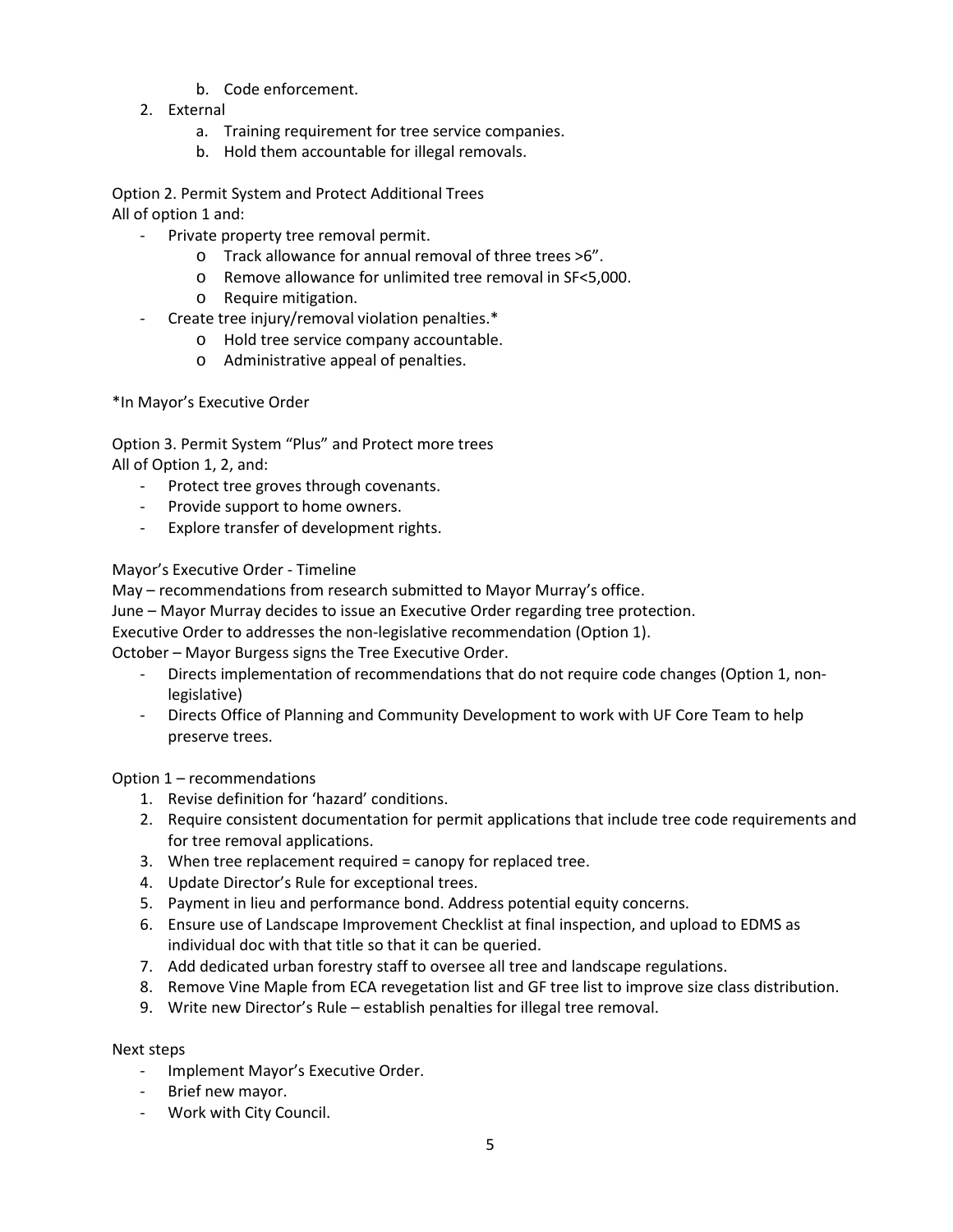b. Code enforcement.
2. External
   a. Training requirement for tree service companies.
   b. Hold them accountable for illegal removals.

Option 2. Permit System and Protect Additional Trees
All of option 1 and:

- Private property tree removal permit.
    - Track allowance for annual removal of three trees >6”.
    - Remove allowance for unlimited tree removal in SF<5,000.
    - Require mitigation.
- Create tree injury/removal violation penalties.*
    - Hold tree service company accountable.
    - Administrative appeal of penalties.

*In Mayor’s Executive Order

Option 3. Permit System “Plus” and Protect more trees
All of Option 1, 2, and:

- Protect tree groves through covenants.
- Provide support to home owners.
- Explore transfer of development rights.

Mayor’s Executive Order - Timeline
May – recommendations from research submitted to Mayor Murray’s office.
June – Mayor Murray decides to issue an Executive Order regarding tree protection.
Executive Order to addresses the non-legislative recommendation (Option 1).
October – Mayor Burgess signs the Tree Executive Order.

- Directs implementation of recommendations that do not require code changes (Option 1, non-legislative)
- Directs Office of Planning and Community Development to work with UF Core Team to help preserve trees.

Option 1 – recommendations

1. Revise definition for ‘hazard’ conditions.
2. Require consistent documentation for permit applications that include tree code requirements and for tree removal applications.
3. When tree replacement required = canopy for replaced tree.
4. Update Director’s Rule for exceptional trees.
5. Payment in lieu and performance bond. Address potential equity concerns.
6. Ensure use of Landscape Improvement Checklist at final inspection, and upload to EDMS as individual doc with that title so that it can be queried.
7. Add dedicated urban forestry staff to oversee all tree and landscape regulations.
8. Remove Vine Maple from ECA revegetation list and GF tree list to improve size class distribution.
9. Write new Director’s Rule – establish penalties for illegal tree removal.

Next steps

- Implement Mayor’s Executive Order.
- Brief new mayor.
- Work with City Council.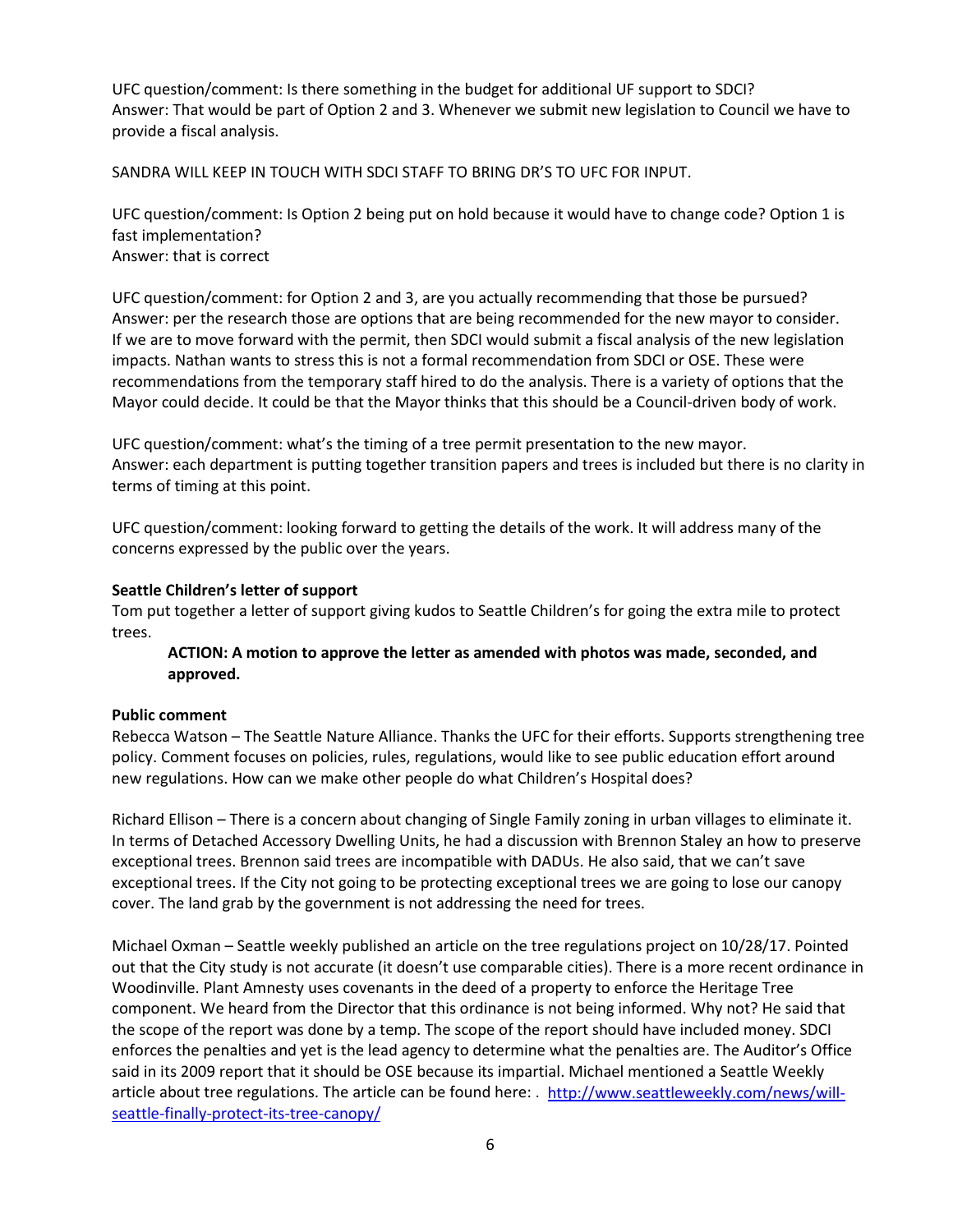UFC question/comment: Is there something in the budget for additional UF support to SDCI?
Answer: That would be part of Option 2 and 3. Whenever we submit new legislation to Council we have to provide a fiscal analysis.

SANDRA WILL KEEP IN TOUCH WITH SDCI STAFF TO BRING DR'S TO UFC FOR INPUT.

UFC question/comment: Is Option 2 being put on hold because it would have to change code? Option 1 is fast implementation?
Answer: that is correct

UFC question/comment: for Option 2 and 3, are you actually recommending that those be pursued?
Answer: per the research those are options that are being recommended for the new mayor to consider. If we are to move forward with the permit, then SDCI would submit a fiscal analysis of the new legislation impacts. Nathan wants to stress this is not a formal recommendation from SDCI or OSE. These were recommendations from the temporary staff hired to do the analysis. There is a variety of options that the Mayor could decide. It could be that the Mayor thinks that this should be a Council-driven body of work.

UFC question/comment: what's the timing of a tree permit presentation to the new mayor.
Answer: each department is putting together transition papers and trees is included but there is no clarity in terms of timing at this point.

UFC question/comment: looking forward to getting the details of the work. It will address many of the concerns expressed by the public over the years.

**Seattle Children's letter of support**

Tom put together a letter of support giving kudos to Seattle Children's for going the extra mile to protect trees.

> **ACTION: A motion to approve the letter as amended with photos was made, seconded, and approved.**

**Public comment**

Rebecca Watson – The Seattle Nature Alliance. Thanks the UFC for their efforts. Supports strengthening tree policy. Comment focuses on policies, rules, regulations, would like to see public education effort around new regulations. How can we make other people do what Children's Hospital does?

Richard Ellison – There is a concern about changing of Single Family zoning in urban villages to eliminate it. In terms of Detached Accessory Dwelling Units, he had a discussion with Brennon Staley an how to preserve exceptional trees. Brennon said trees are incompatible with DADUs. He also said, that we can't save exceptional trees. If the City not going to be protecting exceptional trees we are going to lose our canopy cover. The land grab by the government is not addressing the need for trees.

Michael Oxman – Seattle weekly published an article on the tree regulations project on 10/28/17. Pointed out that the City study is not accurate (it doesn't use comparable cities). There is a more recent ordinance in Woodinville. Plant Amnesty uses covenants in the deed of a property to enforce the Heritage Tree component. We heard from the Director that this ordinance is not being informed. Why not? He said that the scope of the report was done by a temp. The scope of the report should have included money. SDCI enforces the penalties and yet is the lead agency to determine what the penalties are. The Auditor's Office said in its 2009 report that it should be OSE because its impartial. Michael mentioned a Seattle Weekly article about tree regulations. The article can be found here: . http://www.seattleweekly.com/news/will-seattle-finally-protect-its-tree-canopy/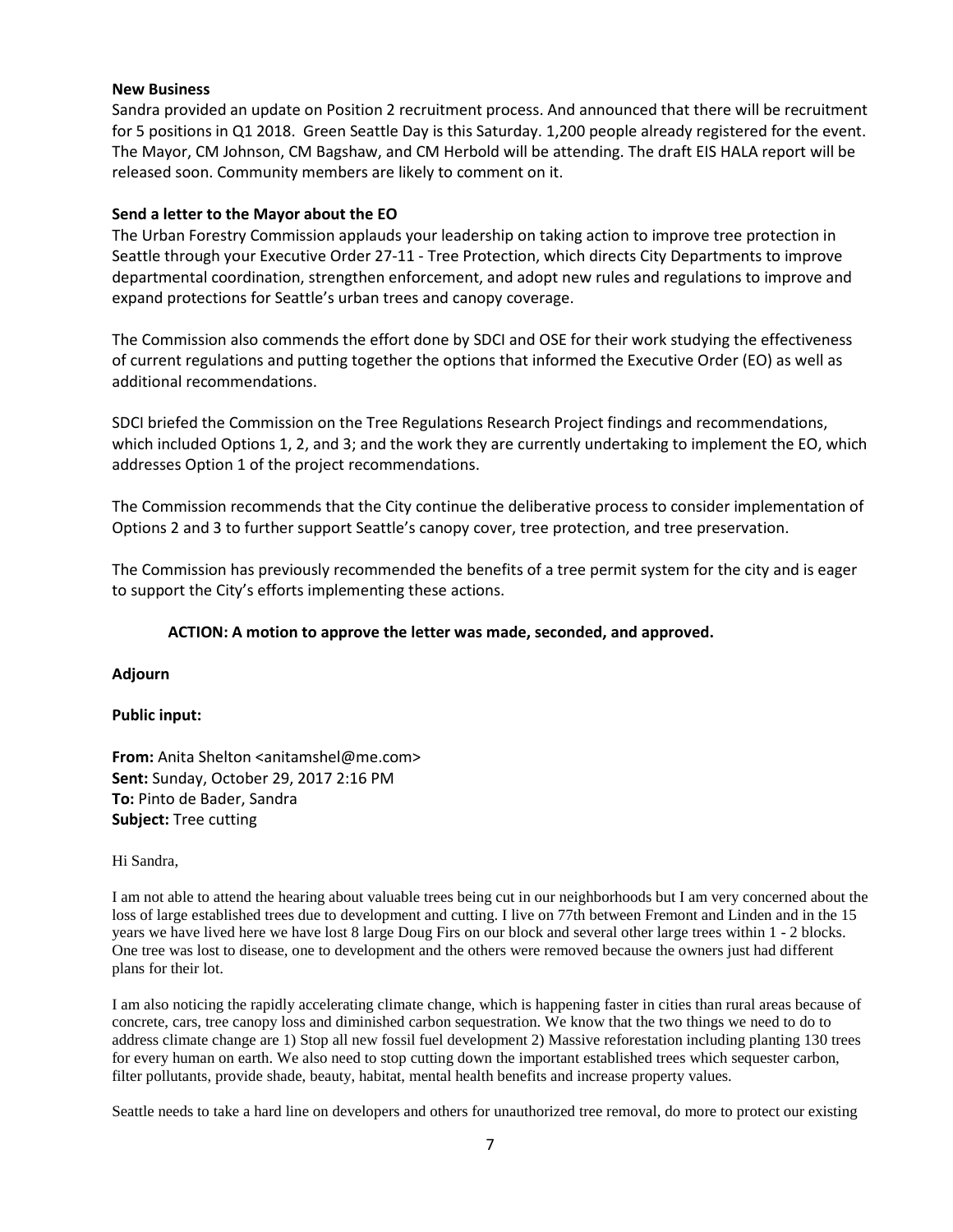**New Business**

Sandra provided an update on Position 2 recruitment process. And announced that there will be recruitment for 5 positions in Q1 2018. Green Seattle Day is this Saturday. 1,200 people already registered for the event. The Mayor, CM Johnson, CM Bagshaw, and CM Herbold will be attending. The draft EIS HALA report will be released soon. Community members are likely to comment on it.

**Send a letter to the Mayor about the EO**

The Urban Forestry Commission applauds your leadership on taking action to improve tree protection in Seattle through your Executive Order 27-11 - Tree Protection, which directs City Departments to improve departmental coordination, strengthen enforcement, and adopt new rules and regulations to improve and expand protections for Seattle's urban trees and canopy coverage.

The Commission also commends the effort done by SDCI and OSE for their work studying the effectiveness of current regulations and putting together the options that informed the Executive Order (EO) as well as additional recommendations.

SDCI briefed the Commission on the Tree Regulations Research Project findings and recommendations, which included Options 1, 2, and 3; and the work they are currently undertaking to implement the EO, which addresses Option 1 of the project recommendations.

The Commission recommends that the City continue the deliberative process to consider implementation of Options 2 and 3 to further support Seattle's canopy cover, tree protection, and tree preservation.

The Commission has previously recommended the benefits of a tree permit system for the city and is eager to support the City's efforts implementing these actions.

**ACTION: A motion to approve the letter was made, seconded, and approved.**

**Adjourn**

**Public input:**

**From:** Anita Shelton <anitamshel@me.com>
**Sent:** Sunday, October 29, 2017 2:16 PM
**To:** Pinto de Bader, Sandra
**Subject:** Tree cutting

Hi Sandra,

I am not able to attend the hearing about valuable trees being cut in our neighborhoods but I am very concerned about the loss of large established trees due to development and cutting. I live on 77th between Fremont and Linden and in the 15 years we have lived here we have lost 8 large Doug Firs on our block and several other large trees within 1 - 2 blocks. One tree was lost to disease, one to development and the others were removed because the owners just had different plans for their lot.

I am also noticing the rapidly accelerating climate change, which is happening faster in cities than rural areas because of concrete, cars, tree canopy loss and diminished carbon sequestration. We know that the two things we need to do to address climate change are 1) Stop all new fossil fuel development 2) Massive reforestation including planting 130 trees for every human on earth. We also need to stop cutting down the important established trees which sequester carbon, filter pollutants, provide shade, beauty, habitat, mental health benefits and increase property values.

Seattle needs to take a hard line on developers and others for unauthorized tree removal, do more to protect our existing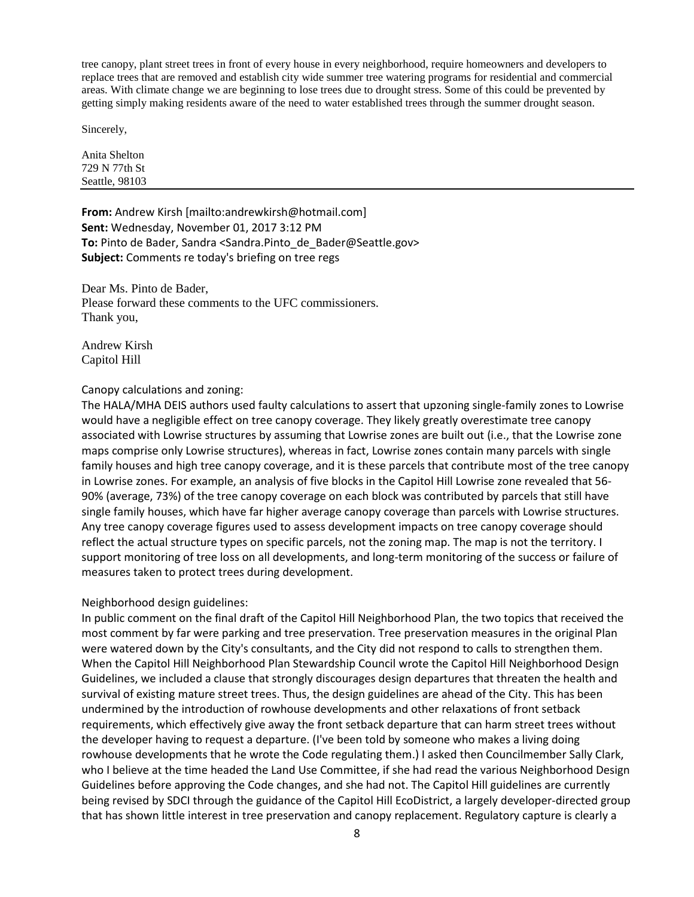tree canopy, plant street trees in front of every house in every neighborhood, require homeowners and developers to replace trees that are removed and establish city wide summer tree watering programs for residential and commercial areas. With climate change we are beginning to lose trees due to drought stress. Some of this could be prevented by getting simply making residents aware of the need to water established trees through the summer drought season.

Sincerely,

Anita Shelton
729 N 77th St
Seattle, 98103

---

**From:** Andrew Kirsh [mailto:andrewkirsh@hotmail.com]
**Sent:** Wednesday, November 01, 2017 3:12 PM
**To:** Pinto de Bader, Sandra <Sandra.Pinto_de_Bader@Seattle.gov>
**Subject:** Comments re today's briefing on tree regs

Dear Ms. Pinto de Bader,
Please forward these comments to the UFC commissioners.
Thank you,

Andrew Kirsh
Capitol Hill

Canopy calculations and zoning:
The HALA/MHA DEIS authors used faulty calculations to assert that upzoning single-family zones to Lowrise would have a negligible effect on tree canopy coverage. They likely greatly overestimate tree canopy associated with Lowrise structures by assuming that Lowrise zones are built out (i.e., that the Lowrise zone maps comprise only Lowrise structures), whereas in fact, Lowrise zones contain many parcels with single family houses and high tree canopy coverage, and it is these parcels that contribute most of the tree canopy in Lowrise zones. For example, an analysis of five blocks in the Capitol Hill Lowrise zone revealed that 56-90% (average, 73%) of the tree canopy coverage on each block was contributed by parcels that still have single family houses, which have far higher average canopy coverage than parcels with Lowrise structures. Any tree canopy coverage figures used to assess development impacts on tree canopy coverage should reflect the actual structure types on specific parcels, not the zoning map. The map is not the territory. I support monitoring of tree loss on all developments, and long-term monitoring of the success or failure of measures taken to protect trees during development.

Neighborhood design guidelines:
In public comment on the final draft of the Capitol Hill Neighborhood Plan, the two topics that received the most comment by far were parking and tree preservation. Tree preservation measures in the original Plan were watered down by the City's consultants, and the City did not respond to calls to strengthen them. When the Capitol Hill Neighborhood Plan Stewardship Council wrote the Capitol Hill Neighborhood Design Guidelines, we included a clause that strongly discourages design departures that threaten the health and survival of existing mature street trees. Thus, the design guidelines are ahead of the City. This has been undermined by the introduction of rowhouse developments and other relaxations of front setback requirements, which effectively give away the front setback departure that can harm street trees without the developer having to request a departure. (I've been told by someone who makes a living doing rowhouse developments that he wrote the Code regulating them.) I asked then Councilmember Sally Clark, who I believe at the time headed the Land Use Committee, if she had read the various Neighborhood Design Guidelines before approving the Code changes, and she had not. The Capitol Hill guidelines are currently being revised by SDCI through the guidance of the Capitol Hill EcoDistrict, a largely developer-directed group that has shown little interest in tree preservation and canopy replacement. Regulatory capture is clearly a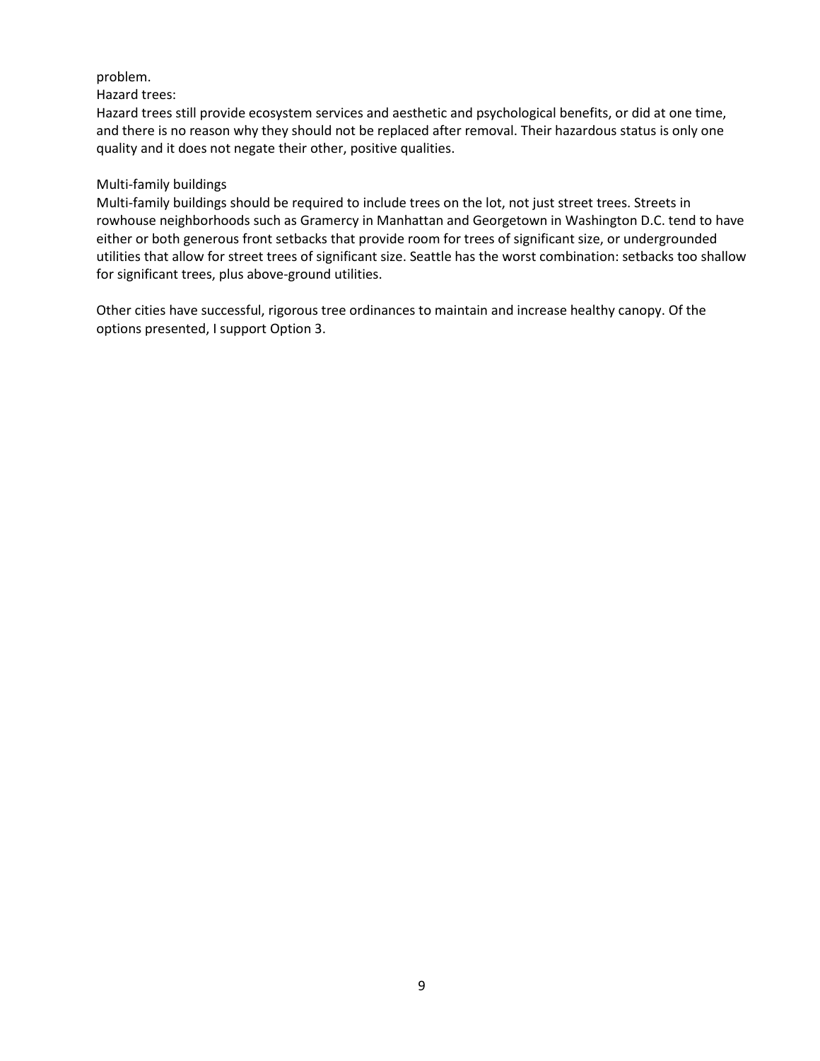problem.

Hazard trees:

Hazard trees still provide ecosystem services and aesthetic and psychological benefits, or did at one time, and there is no reason why they should not be replaced after removal. Their hazardous status is only one quality and it does not negate their other, positive qualities.

Multi-family buildings

Multi-family buildings should be required to include trees on the lot, not just street trees. Streets in rowhouse neighborhoods such as Gramercy in Manhattan and Georgetown in Washington D.C. tend to have either or both generous front setbacks that provide room for trees of significant size, or undergrounded utilities that allow for street trees of significant size. Seattle has the worst combination: setbacks too shallow for significant trees, plus above-ground utilities.

Other cities have successful, rigorous tree ordinances to maintain and increase healthy canopy. Of the options presented, I support Option 3.